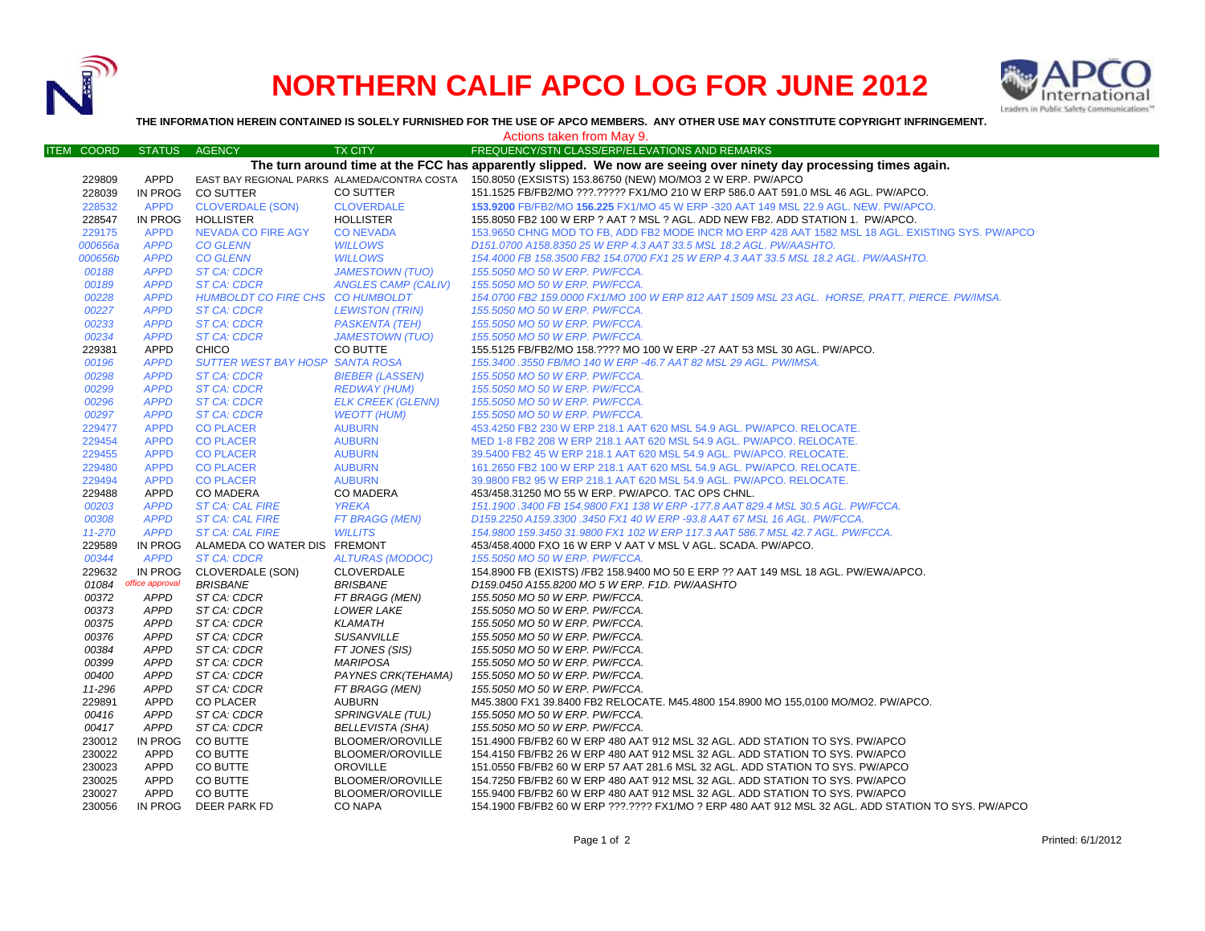# NORTHERN CALIF APCO LOG FOR JUNE 2012

**THE INFORMATION HEREIN CONTAINED IS SOLELY FURNISHED FOR THE USE OF APCO MEMBERS. ANY OTHER USE MAY CONSTITUTE COPYRIGHT INFRINGEMENT.**

Actions taken from May 9.

| ITEM COORD | STATUS | AGENCY | TX CITY | FREQUENCY/STN CLASS/ERP/ELEVATIONS AND REMARKS |
|---|---|---|---|---|
| **The turn around time at the FCC has apparently slipped. We now are seeing over ninety day processing times again.** | | | | |
| 229809 | APPD | EAST BAY REGIONAL PARKS | ALAMEDA/CONTRA COSTA | 150.8050 (EXSISTS) 153.86750 (NEW) MO/MO3 2 W ERP. PW/APCO |
| 228039 | IN PROG | CO SUTTER | CO SUTTER | 151.1525 FB/FB2/MO ???.????? FX1/MO 210 W ERP 586.0 AAT 591.0 MSL 46 AGL. PW/APCO. |
| 228532 | APPD | CLOVERDALE (SON) | CLOVERDALE | **153.9200** FB/FB2/MO **156.225** FX1/MO 45 W ERP -320 AAT 149 MSL 22.9 AGL. NEW. PW/APCO. |
| 228547 | IN PROG | HOLLISTER | HOLLISTER | 155.8050 FB2 100 W ERP ? AAT ? MSL ? AGL. ADD NEW FB2. ADD STATION 1. PW/APCO. |
| 229175 | APPD | NEVADA CO FIRE AGY | CO NEVADA | 153.9650 CHNG MOD TO FB, ADD FB2 MODE INCR MO ERP 428 AAT 1582 MSL 18 AGL. EXISTING SYS. PW/APCO |
| *000656a* | *APPD* | *CO GLENN* | *WILLOWS* | *D151.0700 A158.8350 25 W ERP 4.3 AAT 33.5 MSL 18.2 AGL. PW/AASHTO.* |
| *000656b* | *APPD* | *CO GLENN* | *WILLOWS* | *154.4000 FB 158.3500 FB2 154.0700 FX1 25 W ERP 4.3 AAT 33.5 MSL 18.2 AGL. PW/AASHTO.* |
| *00188* | *APPD* | *ST CA: CDCR* | *JAMESTOWN (TUO)* | *155.5050 MO 50 W ERP. PW/FCCA.* |
| *00189* | *APPD* | *ST CA: CDCR* | *ANGLES CAMP (CALIV)* | *155.5050 MO 50 W ERP. PW/FCCA.* |
| *00228* | *APPD* | *HUMBOLDT CO FIRE CHS* | *CO HUMBOLDT* | *154.0700 FB2 159.0000 FX1/MO 100 W ERP 812 AAT 1509 MSL 23 AGL. HORSE, PRATT, PIERCE. PW/IMSA.* |
| *00227* | *APPD* | *ST CA: CDCR* | *LEWISTON (TRIN)* | *155.5050 MO 50 W ERP. PW/FCCA.* |
| *00233* | *APPD* | *ST CA: CDCR* | *PASKENTA (TEH)* | *155.5050 MO 50 W ERP. PW/FCCA.* |
| *00234* | *APPD* | *ST CA: CDCR* | *JAMESTOWN (TUO)* | *155.5050 MO 50 W ERP. PW/FCCA.* |
| 229381 | APPD | CHICO | CO BUTTE | 155.5125 FB/FB2/MO 158.???? MO 100 W ERP -27 AAT 53 MSL 30 AGL. PW/APCO. |
| *00196* | *APPD* | *SUTTER WEST BAY HOSP* | *SANTA ROSA* | *155.3400 .3550 FB/MO 140 W ERP -46.7 AAT 82 MSL 29 AGL. PW/IMSA.* |
| *00298* | *APPD* | *ST CA: CDCR* | *BIEBER (LASSEN)* | *155.5050 MO 50 W ERP. PW/FCCA.* |
| *00299* | *APPD* | *ST CA: CDCR* | *REDWAY (HUM)* | *155.5050 MO 50 W ERP. PW/FCCA.* |
| *00296* | *APPD* | *ST CA: CDCR* | *ELK CREEK (GLENN)* | *155.5050 MO 50 W ERP. PW/FCCA.* |
| *00297* | *APPD* | *ST CA: CDCR* | *WEOTT (HUM)* | *155.5050 MO 50 W ERP. PW/FCCA.* |
| 229477 | APPD | CO PLACER | AUBURN | 453.4250 FB2 230 W ERP 218.1 AAT 620 MSL 54.9 AGL. PW/APCO. RELOCATE. |
| 229454 | APPD | CO PLACER | AUBURN | MED 1-8 FB2 208 W ERP 218.1 AAT 620 MSL 54.9 AGL. PW/APCO. RELOCATE. |
| 229455 | APPD | CO PLACER | AUBURN | 39.5400 FB2 45 W ERP 218.1 AAT 620 MSL 54.9 AGL. PW/APCO. RELOCATE. |
| 229480 | APPD | CO PLACER | AUBURN | 161.2650 FB2 100 W ERP 218.1 AAT 620 MSL 54.9 AGL. PW/APCO. RELOCATE. |
| 229494 | APPD | CO PLACER | AUBURN | 39.9800 FB2 95 W ERP 218.1 AAT 620 MSL 54.9 AGL. PW/APCO. RELOCATE. |
| 229488 | APPD | CO MADERA | CO MADERA | 453/458.31250 MO 55 W ERP. PW/APCO. TAC OPS CHNL. |
| *00203* | *APPD* | *ST CA: CAL FIRE* | *YREKA* | *151.1900 .3400 FB 154.9800 FX1 138 W ERP -177.8 AAT 829.4 MSL 30.5 AGL. PW/FCCA.* |
| *00308* | *APPD* | *ST CA: CAL FIRE* | *FT BRAGG (MEN)* | *D159.2250 A159.3300 .3450 FX1 40 W ERP -93.8 AAT 67 MSL 16 AGL. PW/FCCA.* |
| *11-270* | *APPD* | *ST CA: CAL FIRE* | *WILLITS* | *154.9800 159.3450 31.9800 FX1 102 W ERP 117.3 AAT 586.7 MSL 42.7 AGL. PW/FCCA.* |
| 229589 | IN PROG | ALAMEDA CO WATER DIS | FREMONT | 453/458.4000 FXO 16 W ERP V AAT V MSL V AGL. SCADA. PW/APCO. |
| *00344* | *APPD* | *ST CA: CDCR* | *ALTURAS (MODOC)* | *155.5050 MO 50 W ERP. PW/FCCA.* |
| 229632 | IN PROG | CLOVERDALE (SON) | CLOVERDALE | 154.8900 FB (EXISTS) /FB2 158.9400 MO 50 E ERP ?? AAT 149 MSL 18 AGL. PW/EWA/APCO. |
| *01084* | *office approval* | *BRISBANE* | *BRISBANE* | *D159.0450 A155.8200 MO 5 W ERP. F1D. PW/AASHTO* |
| *00372* | *APPD* | *ST CA: CDCR* | *FT BRAGG (MEN)* | *155.5050 MO 50 W ERP. PW/FCCA.* |
| *00373* | *APPD* | *ST CA: CDCR* | *LOWER LAKE* | *155.5050 MO 50 W ERP. PW/FCCA.* |
| *00375* | *APPD* | *ST CA: CDCR* | *KLAMATH* | *155.5050 MO 50 W ERP. PW/FCCA.* |
| *00376* | *APPD* | *ST CA: CDCR* | *SUSANVILLE* | *155.5050 MO 50 W ERP. PW/FCCA.* |
| *00384* | *APPD* | *ST CA: CDCR* | *FT JONES (SIS)* | *155.5050 MO 50 W ERP. PW/FCCA.* |
| *00399* | *APPD* | *ST CA: CDCR* | *MARIPOSA* | *155.5050 MO 50 W ERP. PW/FCCA.* |
| *00400* | *APPD* | *ST CA: CDCR* | *PAYNES CRK(TEHAMA)* | *155.5050 MO 50 W ERP. PW/FCCA.* |
| *11-296* | *APPD* | *ST CA: CDCR* | *FT BRAGG (MEN)* | *155.5050 MO 50 W ERP. PW/FCCA.* |
| 229891 | APPD | CO PLACER | AUBURN | M45.3800 FX1 39.8400 FB2 RELOCATE. M45.4800 154.8900 MO 155,0100 MO/MO2. PW/APCO. |
| *00416* | *APPD* | *ST CA: CDCR* | *SPRINGVALE (TUL)* | *155.5050 MO 50 W ERP. PW/FCCA.* |
| *00417* | *APPD* | *ST CA: CDCR* | *BELLEVISTA (SHA)* | *155.5050 MO 50 W ERP. PW/FCCA.* |
| 230012 | IN PROG | CO BUTTE | BLOOMER/OROVILLE | 151.4900 FB/FB2 60 W ERP 480 AAT 912 MSL 32 AGL. ADD STATION TO SYS. PW/APCO |
| 230022 | APPD | CO BUTTE | BLOOMER/OROVILLE | 154.4150 FB/FB2 26 W ERP 480 AAT 912 MSL 32 AGL. ADD STATION TO SYS. PW/APCO |
| 230023 | APPD | CO BUTTE | OROVILLE | 151.0550 FB/FB2 60 W ERP 57 AAT 281.6 MSL 32 AGL. ADD STATION TO SYS. PW/APCO |
| 230025 | APPD | CO BUTTE | BLOOMER/OROVILLE | 154.7250 FB/FB2 60 W ERP 480 AAT 912 MSL 32 AGL. ADD STATION TO SYS. PW/APCO |
| 230027 | APPD | CO BUTTE | BLOOMER/OROVILLE | 155.9400 FB/FB2 60 W ERP 480 AAT 912 MSL 32 AGL. ADD STATION TO SYS. PW/APCO |
| 230056 | IN PROG | DEER PARK FD | CO NAPA | 154.1900 FB/FB2 60 W ERP ???.???? FX1/MO ? ERP 480 AAT 912 MSL 32 AGL. ADD STATION TO SYS. PW/APCO |

Printed: 6/1/2012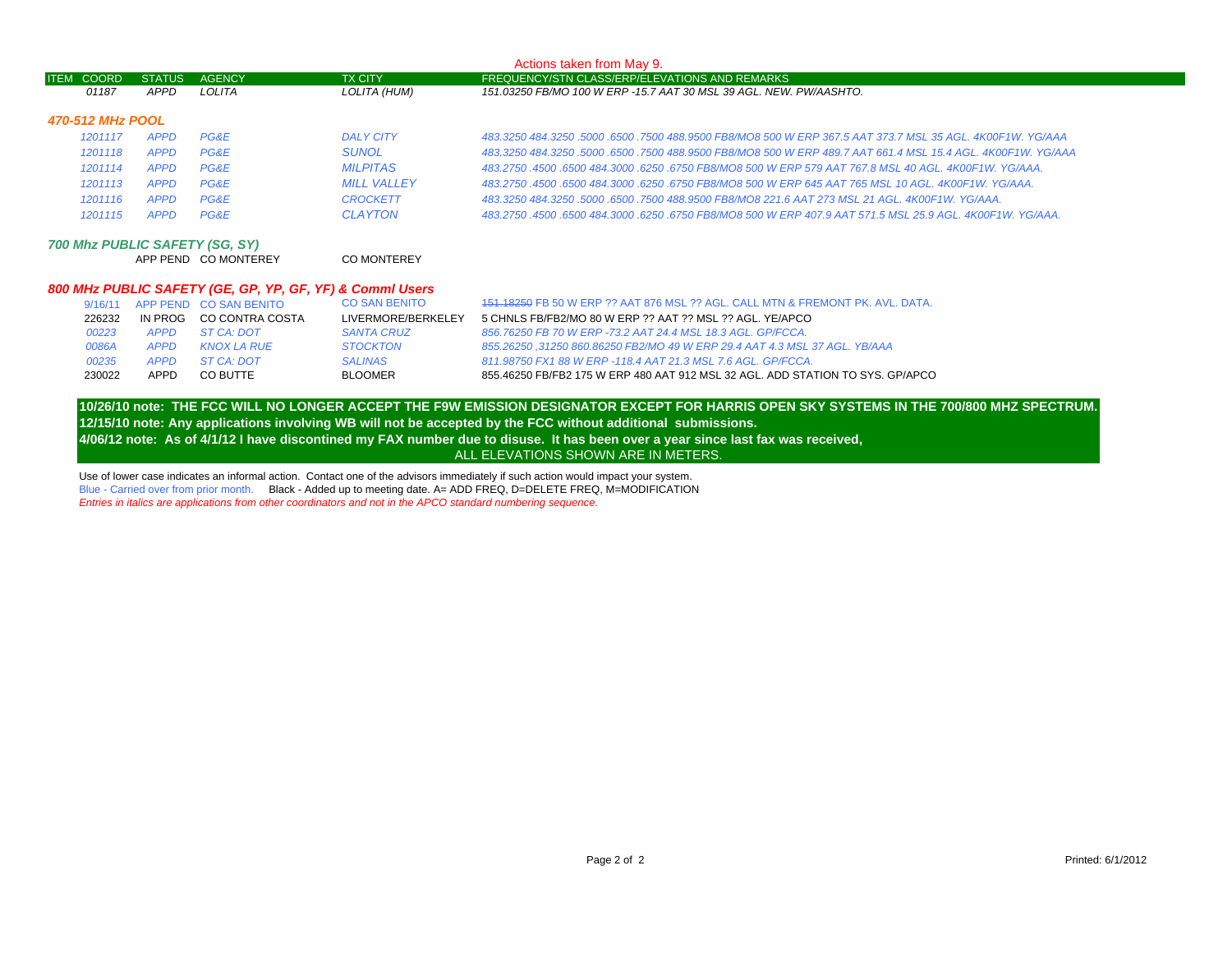Actions taken from May 9.

| ITEM | COORD | STATUS | AGENCY | TX CITY | FREQUENCY/STN CLASS/ERP/ELEVATIONS AND REMARKS |
|---|---|---|---|---|---|
| | *01187* | *APPD* | *LOLITA* | *LOLITA (HUM)* | *151.03250 FB/MO 100 W ERP -15.7 AAT 30 MSL 39 AGL. NEW. PW/AASHTO.* |
| ***470-512 MHz POOL*** | | | | | |
| | *1201117* | *APPD* | *PG&E* | *DALY CITY* | *483.3250 484.3250 .5000 .6500 .7500 488.9500 FB8/MO8 500 W ERP 367.5 AAT 373.7 MSL 35 AGL. 4K00F1W. YG/AAA* |
| | *1201118* | *APPD* | *PG&E* | *SUNOL* | *483.3250 484.3250 .5000 .6500 .7500 488.9500 FB8/MO8 500 W ERP 489.7 AAT 661.4 MSL 15.4 AGL. 4K00F1W. YG/AAA* |
| | *1201114* | *APPD* | *PG&E* | *MILPITAS* | *483.2750 .4500 .6500 484.3000 .6250 .6750 FB8/MO8 500 W ERP 579 AAT 767.8 MSL 40 AGL. 4K00F1W. YG/AAA.* |
| | *1201113* | *APPD* | *PG&E* | *MILL VALLEY* | *483.2750 .4500 .6500 484.3000 .6250 .6750 FB8/MO8 500 W ERP 645 AAT 765 MSL 10 AGL. 4K00F1W. YG/AAA.* |
| | *1201116* | *APPD* | *PG&E* | *CROCKETT* | *483.3250 484.3250 .5000 .6500 .7500 488.9500 FB8/MO8 221.6 AAT 273 MSL 21 AGL. 4K00F1W. YG/AAA.* |
| | *1201115* | *APPD* | *PG&E* | *CLAYTON* | *483.2750 .4500 .6500 484.3000 .6250 .6750 FB8/MO8 500 W ERP 407.9 AAT 571.5 MSL 25.9 AGL. 4K00F1W. YG/AAA.* |
| ***700 Mhz PUBLIC SAFETY (SG, SY)*** | | | | | |
| | | APP PEND | CO MONTEREY | CO MONTEREY | |
| ***800 MHz PUBLIC SAFETY (GE, GP, YP, GF, YF) & Comml Users*** | | | | | |
| | 9/16/11 | APP PEND | CO SAN BENITO | CO SAN BENITO | ~~151.18250~~ FB 50 W ERP ?? AAT 876 MSL ?? AGL. CALL MTN & FREMONT PK. AVL. DATA. |
| | 226232 | IN PROG | CO CONTRA COSTA | LIVERMORE/BERKELEY | 5 CHNLS FB/FB2/MO 80 W ERP ?? AAT ?? MSL ?? AGL. YE/APCO |
| | *00223* | *APPD* | *ST CA: DOT* | *SANTA CRUZ* | *856.76250 FB 70 W ERP -73.2 AAT 24.4 MSL 18.3 AGL. GP/FCCA.* |
| | *0086A* | *APPD* | *KNOX LA RUE* | *STOCKTON* | *855.26250 ,31250 860.86250 FB2/MO 49 W ERP 29.4 AAT 4.3 MSL 37 AGL. YB/AAA* |
| | *00235* | *APPD* | *ST CA: DOT* | *SALINAS* | *811.98750 FX1 88 W ERP -118.4 AAT 21.3 MSL 7.6 AGL. GP/FCCA.* |
| | 230022 | APPD | CO BUTTE | BLOOMER | 855.46250 FB/FB2 175 W ERP 480 AAT 912 MSL 32 AGL. ADD STATION TO SYS. GP/APCO |

**10/26/10 note: THE FCC WILL NO LONGER ACCEPT THE F9W EMISSION DESIGNATOR EXCEPT FOR HARRIS OPEN SKY SYSTEMS IN THE 700/800 MHZ SPECTRUM.**
**12/15/10 note: Any applications involving WB will not be accepted by the FCC without additional submissions.**
**4/06/12 note: As of 4/1/12 I have discontinued my FAX number due to disuse. It has been over a year since last fax was received,**
ALL ELEVATIONS SHOWN ARE IN METERS.

Use of lower case indicates an informal action. Contact one of the advisors immediately if such action would impact your system.
Blue - Carried over from prior month. Black - Added up to meeting date. A= ADD FREQ, D=DELETE FREQ, M=MODIFICATION
*Entries in italics are applications from other coordinators and not in the APCO standard numbering sequence.*

Printed: 6/1/2012